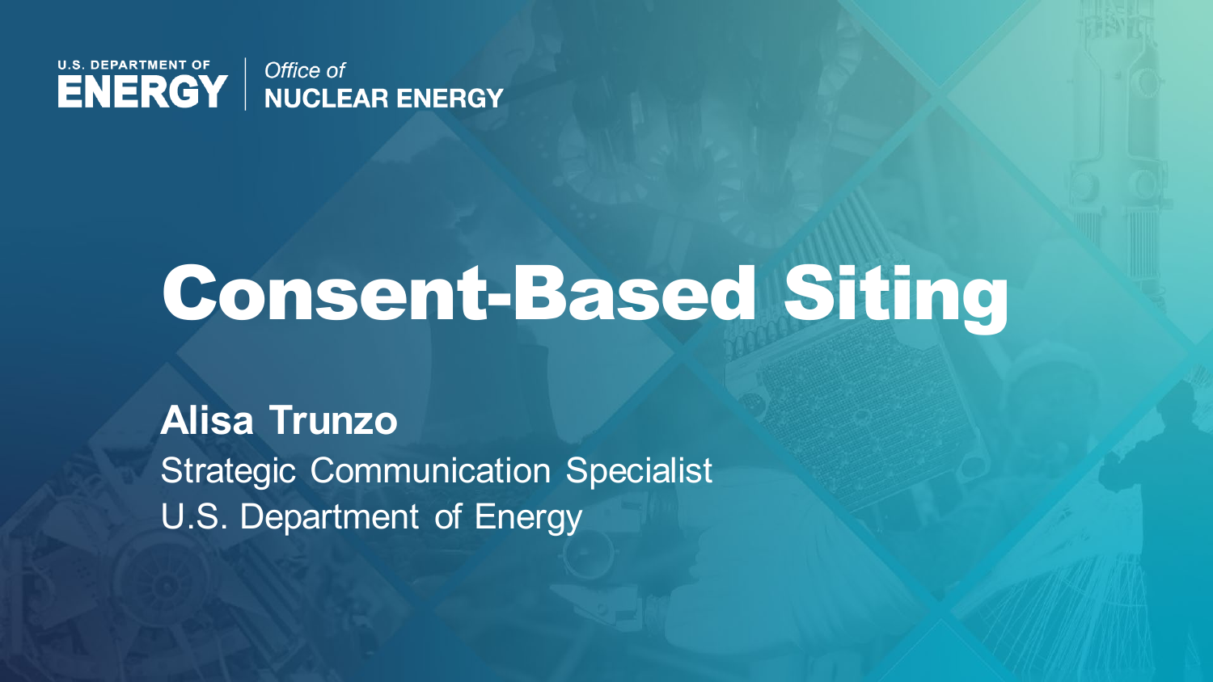U.S. DEPARTMENT OF **ENERGY** | *Office of* **NUCLEAR ENERGY**

# Consent-Based Siting

**Alisa Trunzo**

Strategic Communication Specialist

U.S. Department of Energy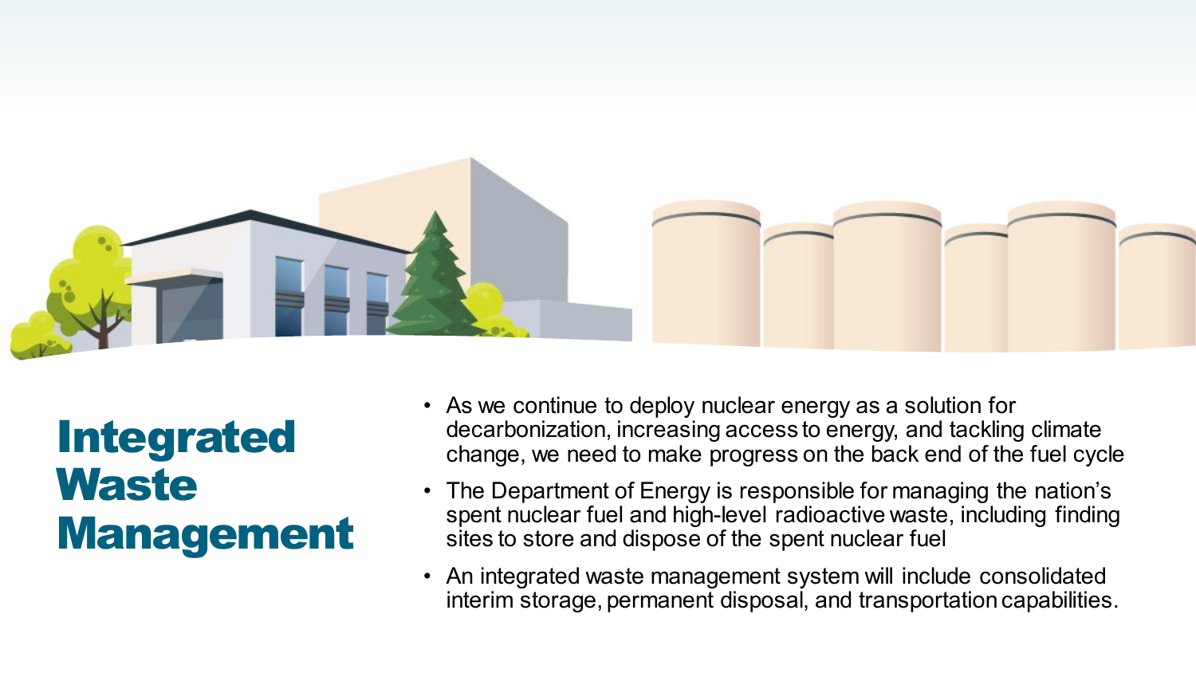# Integrated Waste Management

- As we continue to deploy nuclear energy as a solution for decarbonization, increasing access to energy, and tackling climate change, we need to make progress on the back end of the fuel cycle
- The Department of Energy is responsible for managing the nation's spent nuclear fuel and high-level radioactive waste, including finding sites to store and dispose of the spent nuclear fuel
- An integrated waste management system will include consolidated interim storage, permanent disposal, and transportation capabilities.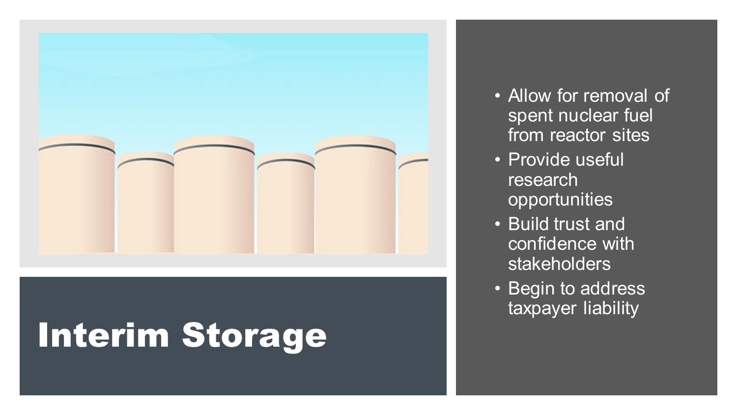# Interim Storage

- Allow for removal of spent nuclear fuel from reactor sites
- Provide useful research opportunities
- Build trust and confidence with stakeholders
- Begin to address taxpayer liability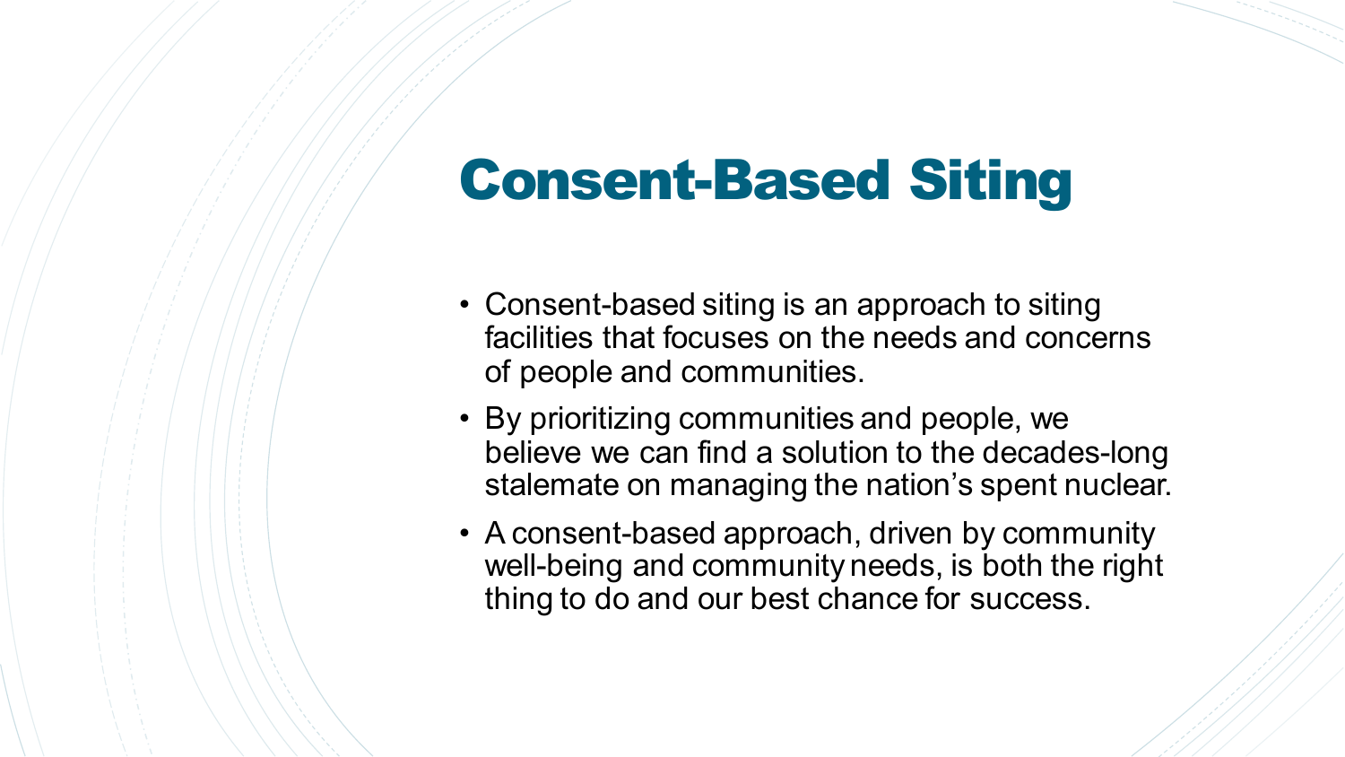# Consent-Based Siting

- Consent-based siting is an approach to siting facilities that focuses on the needs and concerns of people and communities.
- By prioritizing communities and people, we believe we can find a solution to the decades-long stalemate on managing the nation's spent nuclear.
- A consent-based approach, driven by community well-being and community needs, is both the right thing to do and our best chance for success.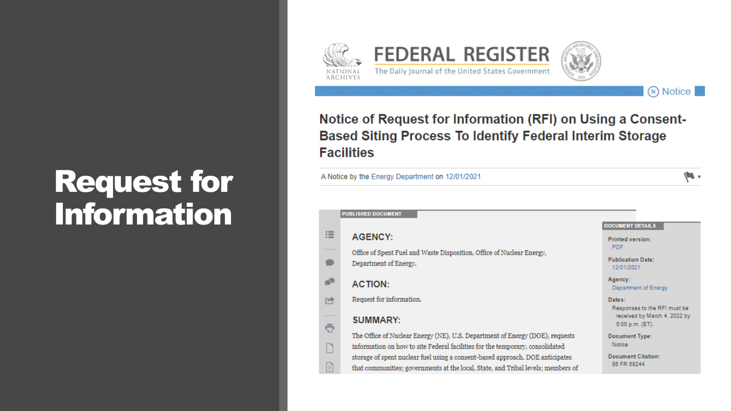# Request for Information

FEDERAL REGISTER

The Daily Journal of the United States Government

NATIONAL ARCHIVES

Notice

## Notice of Request for Information (RFI) on Using a Consent-Based Siting Process To Identify Federal Interim Storage Facilities

A Notice by the Energy Department on 12/01/2021

PUBLISHED DOCUMENT

### AGENCY:

Office of Spent Fuel and Waste Disposition, Office of Nuclear Energy, Department of Energy.

### ACTION:

Request for information.

### SUMMARY:

The Office of Nuclear Energy (NE), U.S. Department of Energy (DOE), requests information on how to site Federal facilities for the temporary, consolidated storage of spent nuclear fuel using a consent-based approach. DOE anticipates that communities; governments at the local, State, and Tribal levels; members of

DOCUMENT DETAILS

**Printed version:**
PDF

**Publication Date:**
12/01/2021

**Agency:**
Department of Energy

**Dates:**
Responses to the RFI must be received by March 4, 2022 by 5:00 p.m. (ET).

**Document Type:**
Notice

**Document Citation:**
86 FR 68244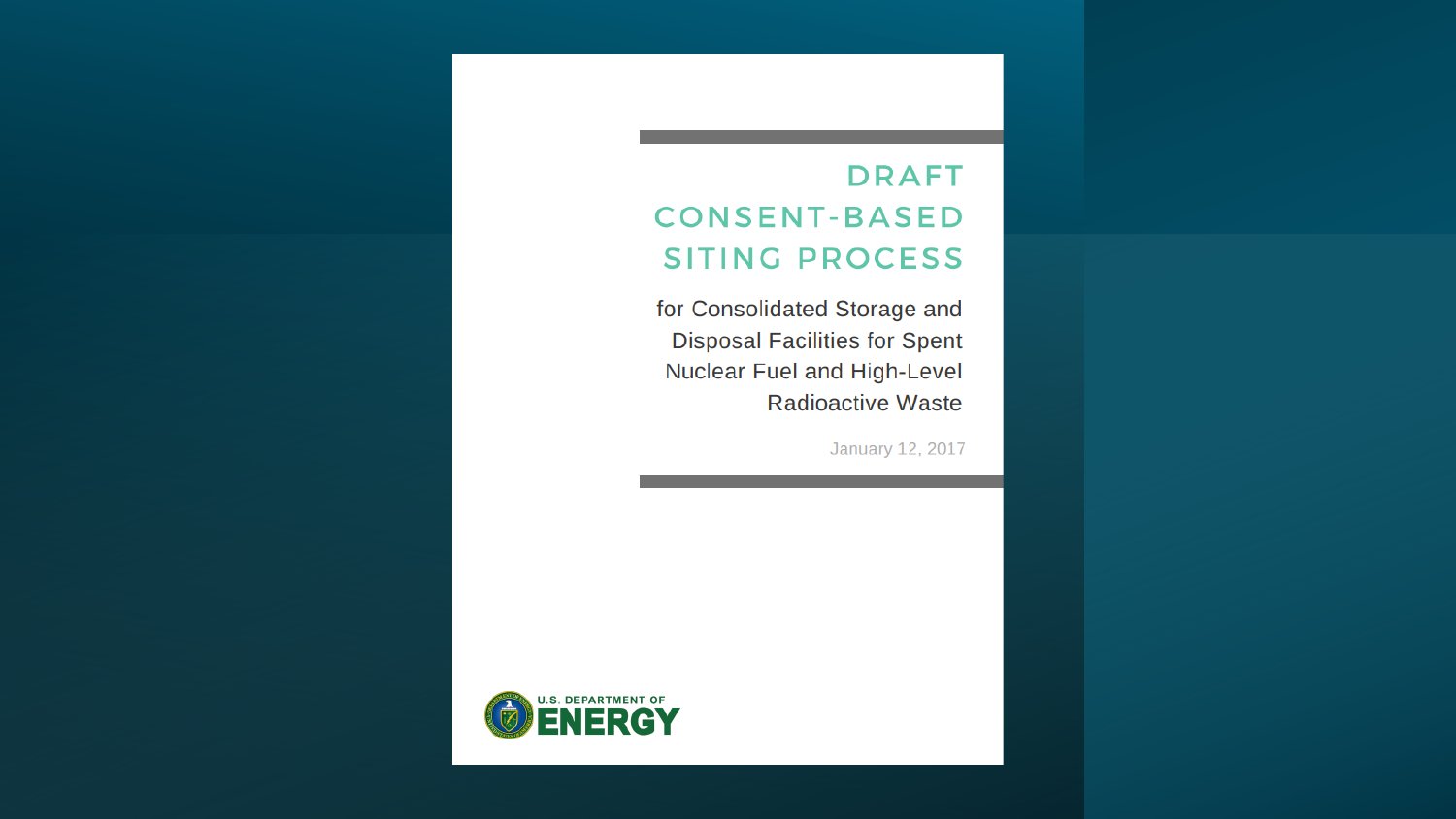# DRAFT CONSENT-BASED SITING PROCESS

for Consolidated Storage and Disposal Facilities for Spent Nuclear Fuel and High-Level Radioactive Waste

January 12, 2017

U.S. DEPARTMENT OF ENERGY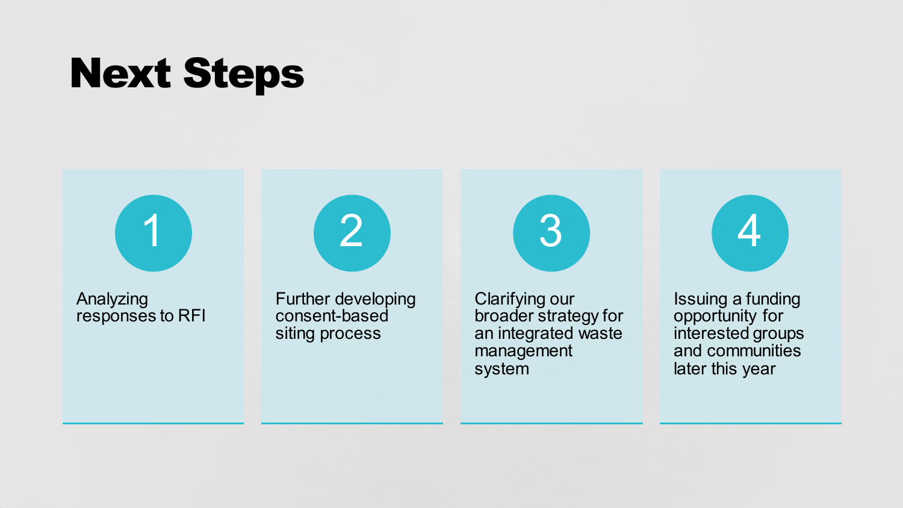# Next Steps

1. Analyzing responses to RFI
2. Further developing consent-based siting process
3. Clarifying our broader strategy for an integrated waste management system
4. Issuing a funding opportunity for interested groups and communities later this year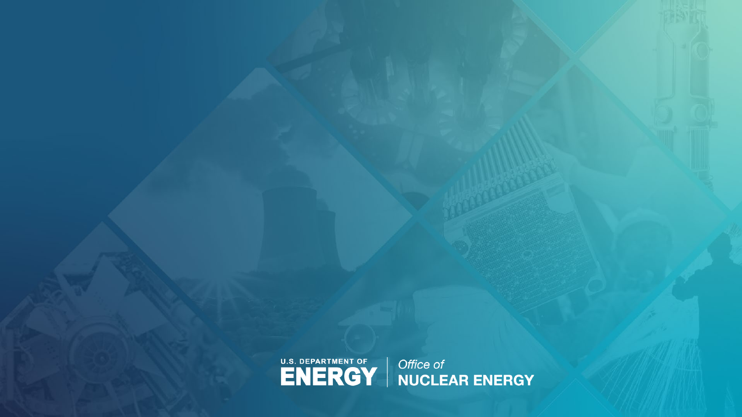U.S. DEPARTMENT OF
ENERGY

*Office of*
NUCLEAR ENERGY